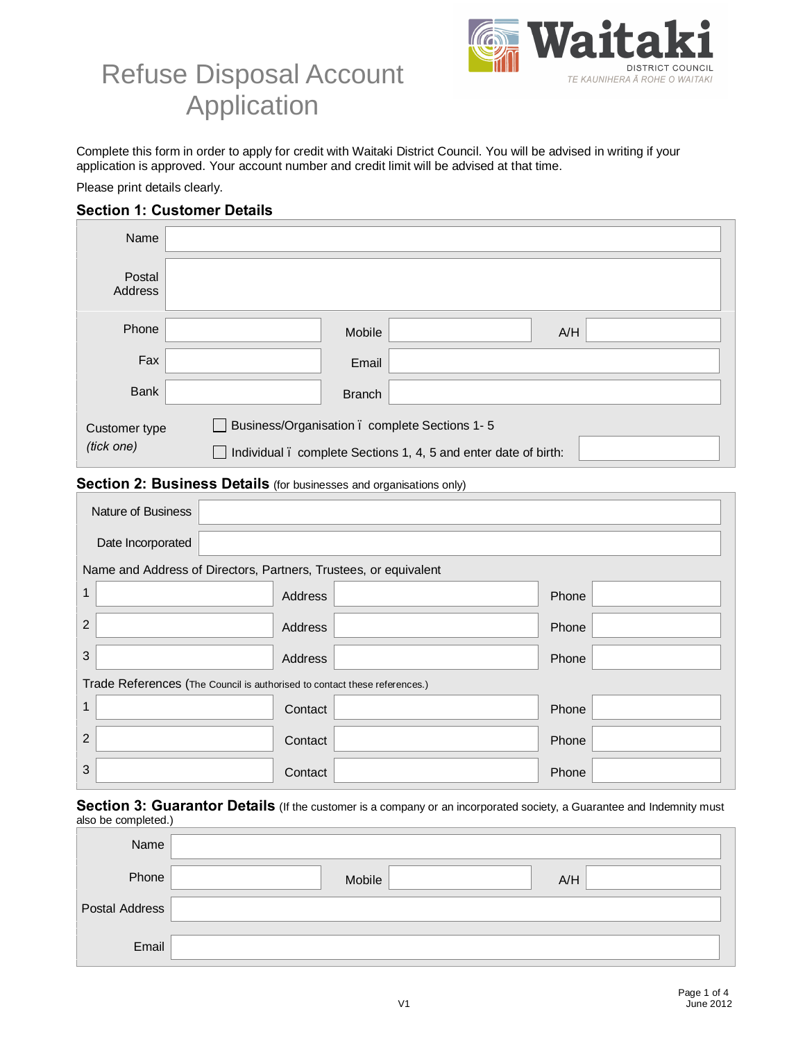# Refuse Disposal Account Application

Waitaki DISTRICT COUNCIL
TE KAUNIHERA Ā ROHE O WAITAKI

Complete this form in order to apply for credit with Waitaki District Council. You will be advised in writing if your application is approved. Your account number and credit limit will be advised at that time.

Please print details clearly.

## Section 1: Customer Details

| | | | | | |
|---|---|---|---|---|---|
| Name | | | | | |
| Postal Address | | | | | |
| Phone | | Mobile | | A/H | |
| Fax | | Email | | | |
| Bank | | Branch | | | |

Customer type *(tick one)*

- ☐ Business/Organisation – complete Sections 1- 5
- ☐ Individual – complete Sections 1, 4, 5 and enter date of birth: ____________

## Section 2: Business Details (for businesses and organisations only)

| | |
|---|---|
| Nature of Business | |
| Date Incorporated | |

Name and Address of Directors, Partners, Trustees, or equivalent

| | Name | | Address | | Phone |
|---|---|---|---|---|---|
| 1 | | Address | | Phone | |
| 2 | | Address | | Phone | |
| 3 | | Address | | Phone | |

Trade References (The Council is authorised to contact these references.)

| | Name | | Contact | | Phone |
|---|---|---|---|---|---|
| 1 | | Contact | | Phone | |
| 2 | | Contact | | Phone | |
| 3 | | Contact | | Phone | |

## Section 3: Guarantor Details (If the customer is a company or an incorporated society, a Guarantee and Indemnity must also be completed.)

| | | | | | |
|---|---|---|---|---|---|
| Name | | | | | |
| Phone | | Mobile | | A/H | |
| Postal Address | | | | | |
| Email | | | | | |

V1

June 2012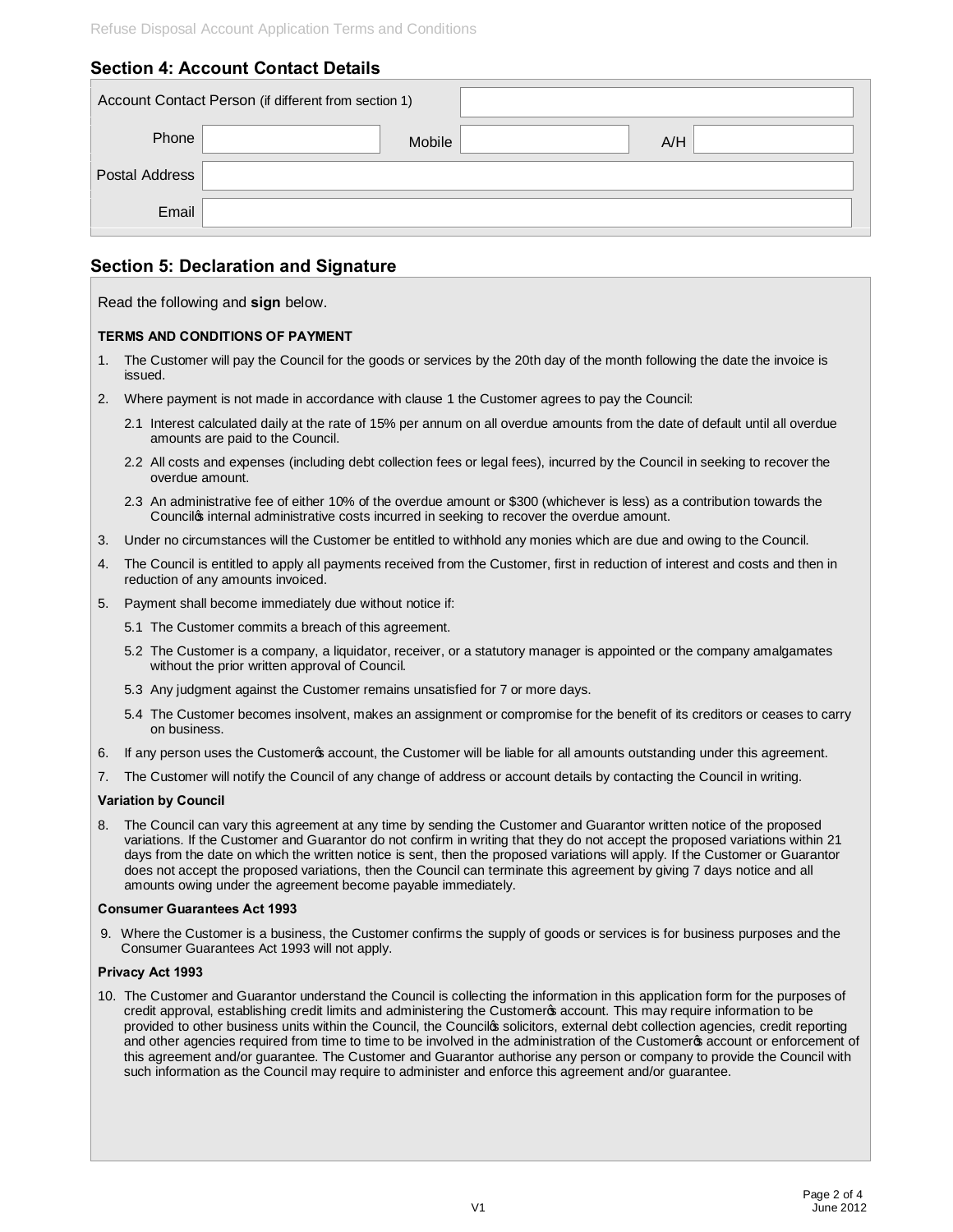## Section 4: Account Contact Details

| Account Contact Person (if different from section 1) | | | | | |
|---|---|---|---|---|---|
| Phone | | Mobile | | A/H | |
| Postal Address | | | | | |
| Email | | | | | |

## Section 5: Declaration and Signature

Read the following and **sign** below.

**TERMS AND CONDITIONS OF PAYMENT**

1. The Customer will pay the Council for the goods or services by the 20th day of the month following the date the invoice is issued.
2. Where payment is not made in accordance with clause 1 the Customer agrees to pay the Council:
   - 2.1 Interest calculated daily at the rate of 15% per annum on all overdue amounts from the date of default until all overdue amounts are paid to the Council.
   - 2.2 All costs and expenses (including debt collection fees or legal fees), incurred by the Council in seeking to recover the overdue amount.
   - 2.3 An administrative fee of either 10% of the overdue amount or $300 (whichever is less) as a contribution towards the Council's internal administrative costs incurred in seeking to recover the overdue amount.
3. Under no circumstances will the Customer be entitled to withhold any monies which are due and owing to the Council.
4. The Council is entitled to apply all payments received from the Customer, first in reduction of interest and costs and then in reduction of any amounts invoiced.
5. Payment shall become immediately due without notice if:
   - 5.1 The Customer commits a breach of this agreement.
   - 5.2 The Customer is a company, a liquidator, receiver, or a statutory manager is appointed or the company amalgamates without the prior written approval of Council.
   - 5.3 Any judgment against the Customer remains unsatisfied for 7 or more days.
   - 5.4 The Customer becomes insolvent, makes an assignment or compromise for the benefit of its creditors or ceases to carry on business.
6. If any person uses the Customer's account, the Customer will be liable for all amounts outstanding under this agreement.
7. The Customer will notify the Council of any change of address or account details by contacting the Council in writing.

**Variation by Council**

8. The Council can vary this agreement at any time by sending the Customer and Guarantor written notice of the proposed variations. If the Customer and Guarantor do not confirm in writing that they do not accept the proposed variations within 21 days from the date on which the written notice is sent, then the proposed variations will apply. If the Customer or Guarantor does not accept the proposed variations, then the Council can terminate this agreement by giving 7 days notice and all amounts owing under the agreement become payable immediately.

**Consumer Guarantees Act 1993**

9. Where the Customer is a business, the Customer confirms the supply of goods or services is for business purposes and the Consumer Guarantees Act 1993 will not apply.

**Privacy Act 1993**

10. The Customer and Guarantor understand the Council is collecting the information in this application form for the purposes of credit approval, establishing credit limits and administering the Customer's account. This may require information to be provided to other business units within the Council, the Council's solicitors, external debt collection agencies, credit reporting and other agencies required from time to time to be involved in the administration of the Customer's account or enforcement of this agreement and/or guarantee. The Customer and Guarantor authorise any person or company to provide the Council with such information as the Council may require to administer and enforce this agreement and/or guarantee.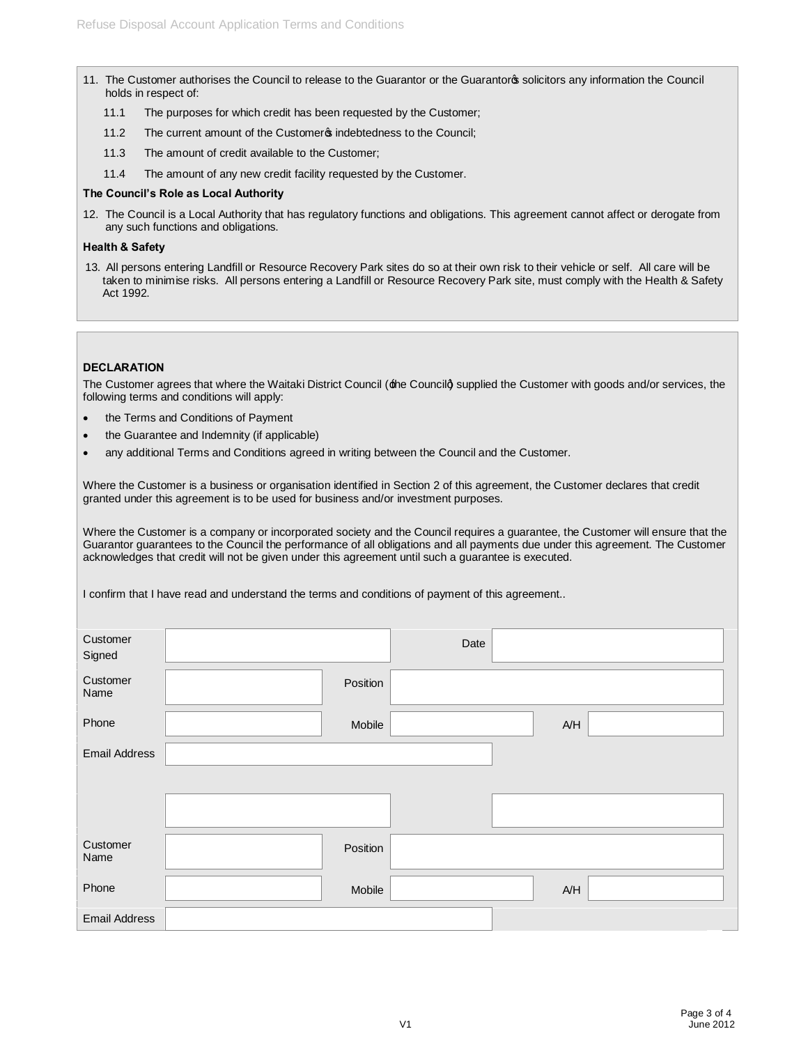11. The Customer authorises the Council to release to the Guarantor or the Guarantor's solicitors any information the Council holds in respect of:

    11.1 The purposes for which credit has been requested by the Customer;

    11.2 The current amount of the Customer's indebtedness to the Council;

    11.3 The amount of credit available to the Customer;

    11.4 The amount of any new credit facility requested by the Customer.

**The Council's Role as Local Authority**

12. The Council is a Local Authority that has regulatory functions and obligations. This agreement cannot affect or derogate from any such functions and obligations.

**Health & Safety**

13. All persons entering Landfill or Resource Recovery Park sites do so at their own risk to their vehicle or self. All care will be taken to minimise risks. All persons entering a Landfill or Resource Recovery Park site, must comply with the Health & Safety Act 1992.

**DECLARATION**

The Customer agrees that where the Waitaki District Council ('the Council') supplied the Customer with goods and/or services, the following terms and conditions will apply:

- the Terms and Conditions of Payment
- the Guarantee and Indemnity (if applicable)
- any additional Terms and Conditions agreed in writing between the Council and the Customer.

Where the Customer is a business or organisation identified in Section 2 of this agreement, the Customer declares that credit granted under this agreement is to be used for business and/or investment purposes.

Where the Customer is a company or incorporated society and the Council requires a guarantee, the Customer will ensure that the Guarantor guarantees to the Council the performance of all obligations and all payments due under this agreement. The Customer acknowledges that credit will not be given under this agreement until such a guarantee is executed.

I confirm that I have read and understand the terms and conditions of payment of this agreement..

| | | | | | |
|---|---|---|---|---|---|
| Customer Signed | | Date | | | |
| Customer Name | | Position | | | |
| Phone | | Mobile | | A/H | |
| Email Address | | | | | |
| | | | | | |
| Customer Name | | Position | | | |
| Phone | | Mobile | | A/H | |
| Email Address | | | | | |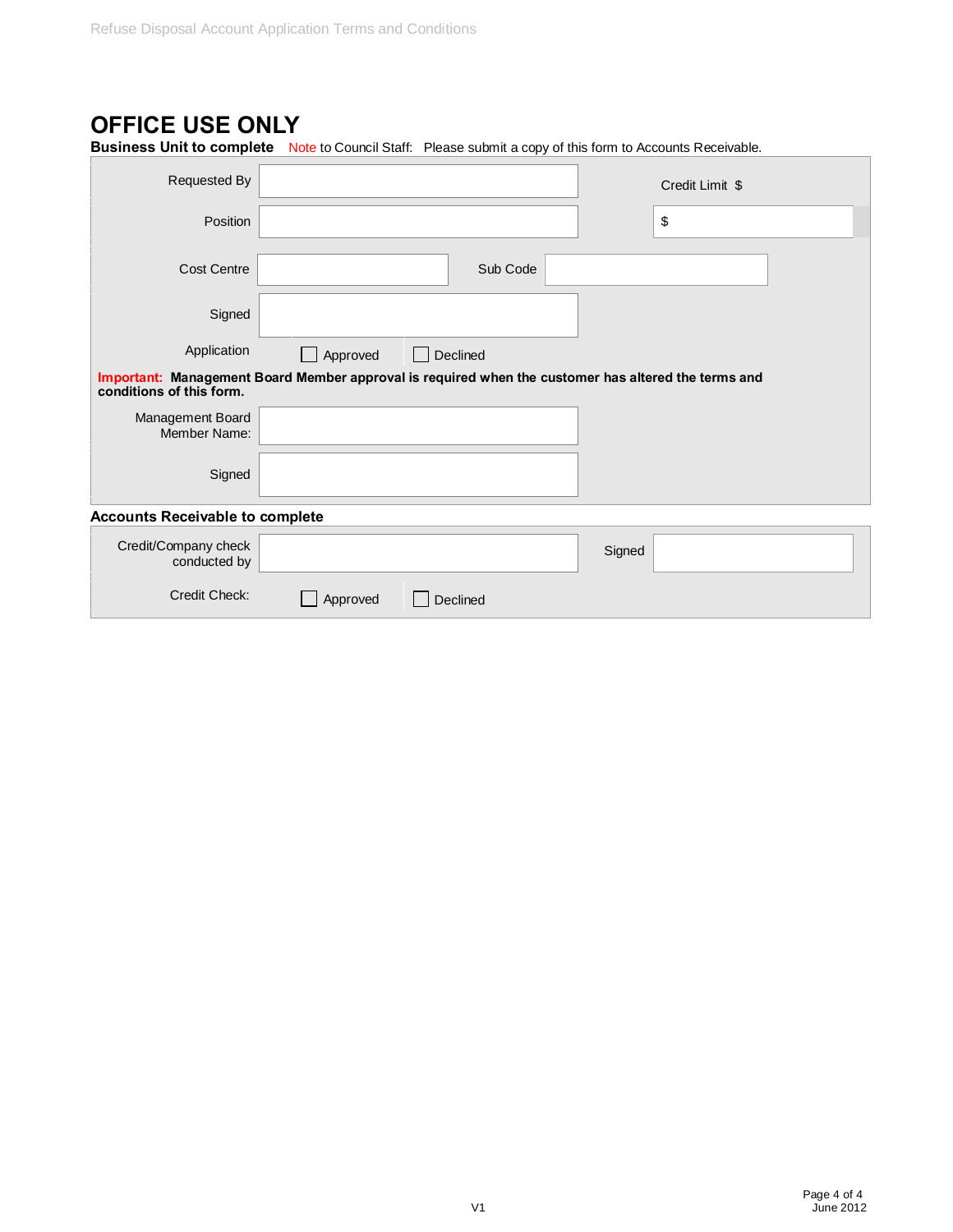# OFFICE USE ONLY

**Business Unit to complete** Note to Council Staff: Please submit a copy of this form to Accounts Receivable.

| | | | |
|---|---|---|---|
| Requested By | | Credit Limit $ | |
| Position | | $ | |
| Cost Centre | | Sub Code | |
| Signed | | | |
| Application | ☐ Approved ☐ Declined | | |

**Important: Management Board Member approval is required when the customer has altered the terms and conditions of this form.**

| | |
|---|---|
| Management Board Member Name: | |
| Signed | |

**Accounts Receivable to complete**

| | | | |
|---|---|---|---|
| Credit/Company check conducted by | | Signed | |
| Credit Check: | ☐ Approved ☐ Declined | | |

V1